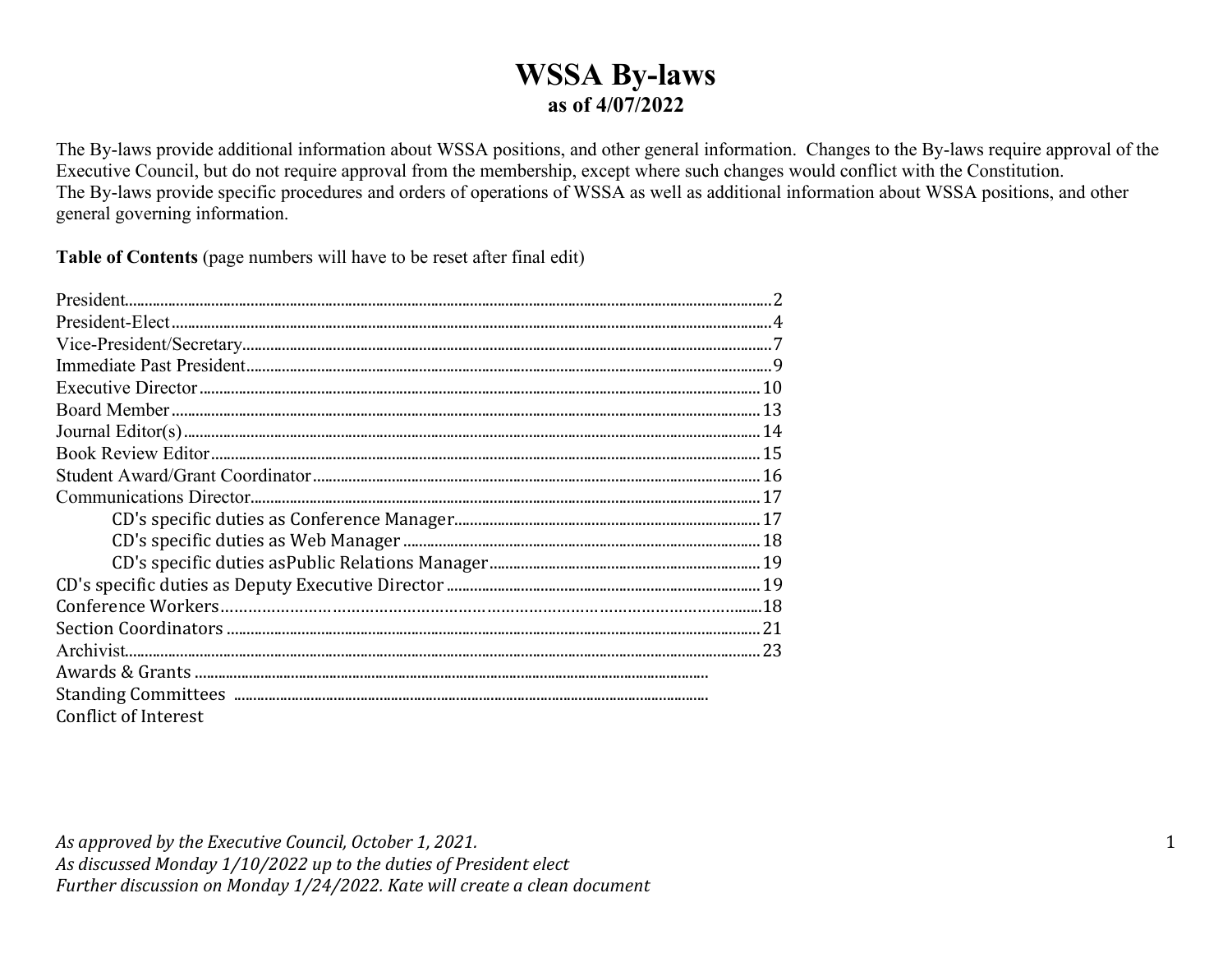# WSSA By-laws

## as of 4/07/2022

The By-laws provide additional information about WSSA positions, and other general information. Changes to the By-laws require approval of the Executive Council, but do not require approval from the membership, except where such changes would conflict with the Constitution.
The By-laws provide specific procedures and orders of operations of WSSA as well as additional information about WSSA positions, and other general governing information.

**Table of Contents** (page numbers will have to be reset after final edit)

- President .......... 2
- President-Elect .......... 4
- Vice-President/Secretary .......... 7
- Immediate Past President .......... 9
- Executive Director .......... 10
- Board Member .......... 13
- Journal Editor(s) .......... 14
- Book Review Editor .......... 15
- Student Award/Grant Coordinator .......... 16
- Communications Director .......... 17
    - CD's specific duties as Conference Manager .......... 17
    - CD's specific duties as Web Manager .......... 18
    - CD's specific duties asPublic Relations Manager .......... 19
- CD's specific duties as Deputy Executive Director .......... 19
- Conference Workers .......... 18
- Section Coordinators .......... 21
- Archivist .......... 23
- Awards & Grants ..........
- Standing Committees ..........
- Conflict of Interest

*As approved by the Executive Council, October 1, 2021.*
*As discussed Monday 1/10/2022 up to the duties of President elect*
*Further discussion on Monday 1/24/2022. Kate will create a clean document*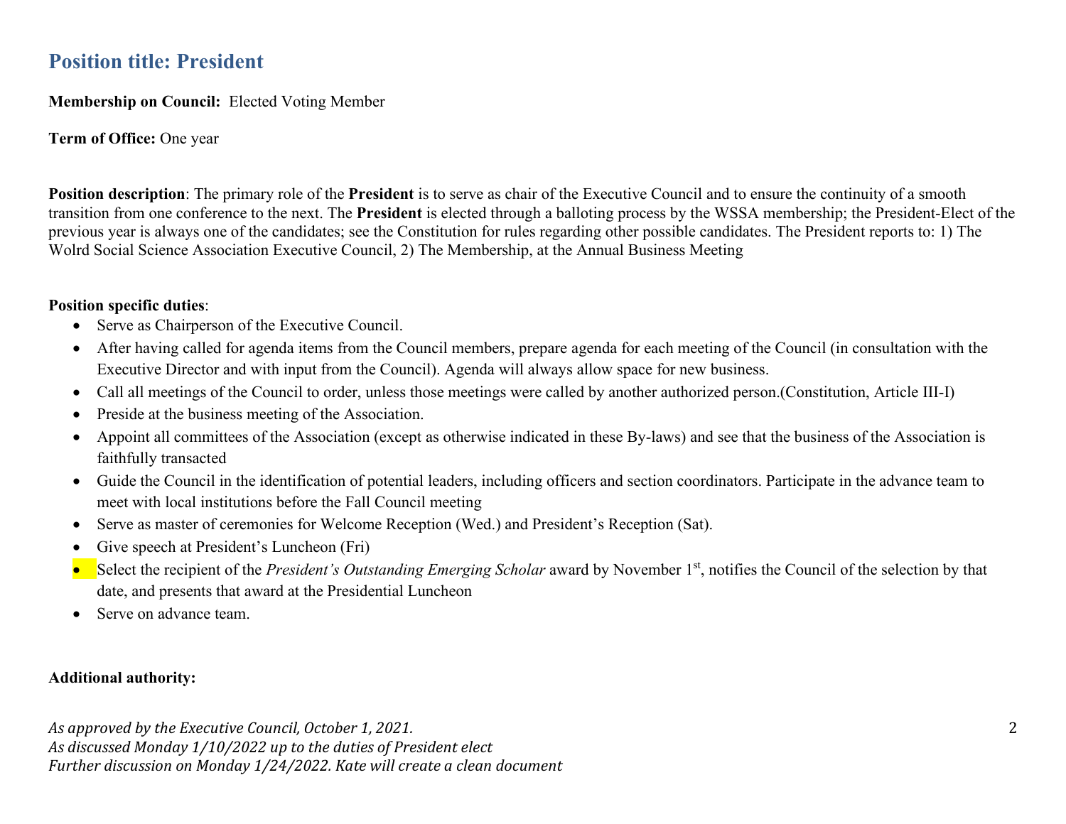## Position title: President

**Membership on Council:** Elected Voting Member

**Term of Office:** One year

**Position description**: The primary role of the **President** is to serve as chair of the Executive Council and to ensure the continuity of a smooth transition from one conference to the next. The **President** is elected through a balloting process by the WSSA membership; the President-Elect of the previous year is always one of the candidates; see the Constitution for rules regarding other possible candidates. The President reports to: 1) The Wolrd Social Science Association Executive Council, 2) The Membership, at the Annual Business Meeting

**Position specific duties**:

- Serve as Chairperson of the Executive Council.
- After having called for agenda items from the Council members, prepare agenda for each meeting of the Council (in consultation with the Executive Director and with input from the Council). Agenda will always allow space for new business.
- Call all meetings of the Council to order, unless those meetings were called by another authorized person.(Constitution, Article III-I)
- Preside at the business meeting of the Association.
- Appoint all committees of the Association (except as otherwise indicated in these By-laws) and see that the business of the Association is faithfully transacted
- Guide the Council in the identification of potential leaders, including officers and section coordinators. Participate in the advance team to meet with local institutions before the Fall Council meeting
- Serve as master of ceremonies for Welcome Reception (Wed.) and President's Reception (Sat).
- Give speech at President's Luncheon (Fri)
- Select the recipient of the *President's Outstanding Emerging Scholar* award by November 1st, notifies the Council of the selection by that date, and presents that award at the Presidential Luncheon
- Serve on advance team.

**Additional authority:**

*As approved by the Executive Council, October 1, 2021.*
*As discussed Monday 1/10/2022 up to the duties of President elect*
*Further discussion on Monday 1/24/2022. Kate will create a clean document*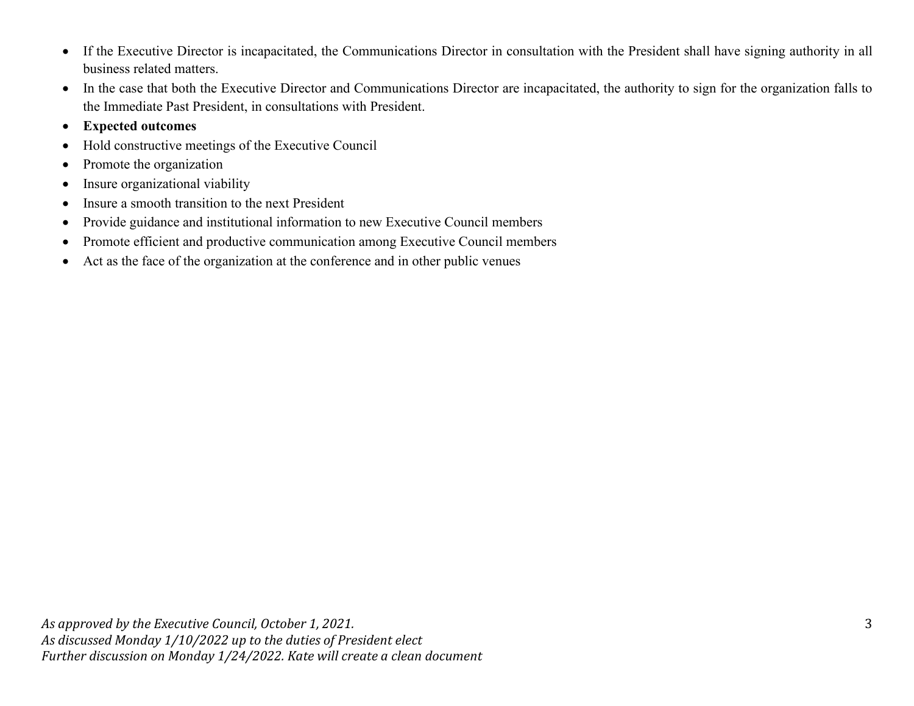- If the Executive Director is incapacitated, the Communications Director in consultation with the President shall have signing authority in all business related matters.
- In the case that both the Executive Director and Communications Director are incapacitated, the authority to sign for the organization falls to the Immediate Past President, in consultations with President.
- **Expected outcomes**
- Hold constructive meetings of the Executive Council
- Promote the organization
- Insure organizational viability
- Insure a smooth transition to the next President
- Provide guidance and institutional information to new Executive Council members
- Promote efficient and productive communication among Executive Council members
- Act as the face of the organization at the conference and in other public venues

*As approved by the Executive Council, October 1, 2021.*
*As discussed Monday 1/10/2022 up to the duties of President elect*
*Further discussion on Monday 1/24/2022. Kate will create a clean document*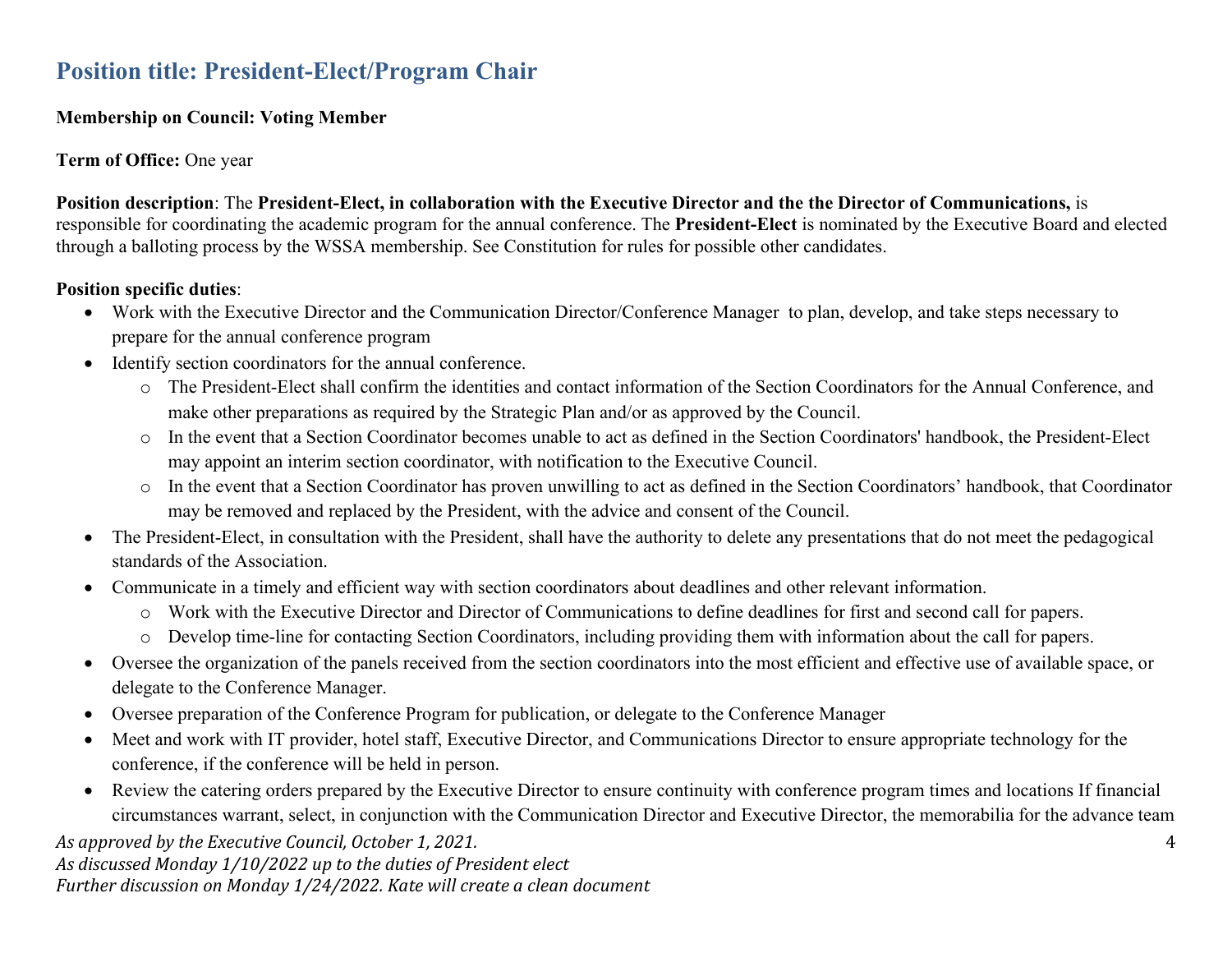## Position title: President-Elect/Program Chair

**Membership on Council: Voting Member**

**Term of Office:** One year

**Position description**: The **President-Elect, in collaboration with the Executive Director and the the Director of Communications,** is responsible for coordinating the academic program for the annual conference. The **President-Elect** is nominated by the Executive Board and elected through a balloting process by the WSSA membership. See Constitution for rules for possible other candidates.

**Position specific duties**:

- Work with the Executive Director and the Communication Director/Conference Manager to plan, develop, and take steps necessary to prepare for the annual conference program
- Identify section coordinators for the annual conference.
  - The President-Elect shall confirm the identities and contact information of the Section Coordinators for the Annual Conference, and make other preparations as required by the Strategic Plan and/or as approved by the Council.
  - In the event that a Section Coordinator becomes unable to act as defined in the Section Coordinators' handbook, the President-Elect may appoint an interim section coordinator, with notification to the Executive Council.
  - In the event that a Section Coordinator has proven unwilling to act as defined in the Section Coordinators' handbook, that Coordinator may be removed and replaced by the President, with the advice and consent of the Council.
- The President-Elect, in consultation with the President, shall have the authority to delete any presentations that do not meet the pedagogical standards of the Association.
- Communicate in a timely and efficient way with section coordinators about deadlines and other relevant information.
  - Work with the Executive Director and Director of Communications to define deadlines for first and second call for papers.
  - Develop time-line for contacting Section Coordinators, including providing them with information about the call for papers.
- Oversee the organization of the panels received from the section coordinators into the most efficient and effective use of available space, or delegate to the Conference Manager.
- Oversee preparation of the Conference Program for publication, or delegate to the Conference Manager
- Meet and work with IT provider, hotel staff, Executive Director, and Communications Director to ensure appropriate technology for the conference, if the conference will be held in person.
- Review the catering orders prepared by the Executive Director to ensure continuity with conference program times and locations If financial circumstances warrant, select, in conjunction with the Communication Director and Executive Director, the memorabilia for the advance team

*As approved by the Executive Council, October 1, 2021.*
*As discussed Monday 1/10/2022 up to the duties of President elect*
*Further discussion on Monday 1/24/2022. Kate will create a clean document*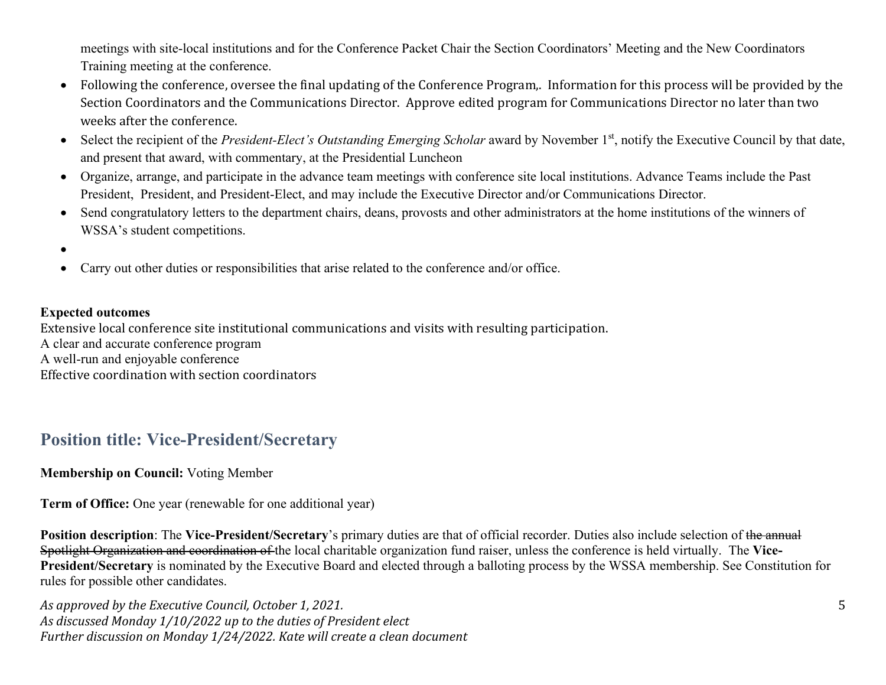meetings with site-local institutions and for the Conference Packet Chair the Section Coordinators' Meeting and the New Coordinators Training meeting at the conference.

- Following the conference, oversee the final updating of the Conference Program,. Information for this process will be provided by the Section Coordinators and the Communications Director. Approve edited program for Communications Director no later than two weeks after the conference.
- Select the recipient of the *President-Elect's Outstanding Emerging Scholar* award by November 1st, notify the Executive Council by that date, and present that award, with commentary, at the Presidential Luncheon
- Organize, arrange, and participate in the advance team meetings with conference site local institutions. Advance Teams include the Past President, President, and President-Elect, and may include the Executive Director and/or Communications Director.
- Send congratulatory letters to the department chairs, deans, provosts and other administrators at the home institutions of the winners of WSSA's student competitions.
- 
- Carry out other duties or responsibilities that arise related to the conference and/or office.

**Expected outcomes**

Extensive local conference site institutional communications and visits with resulting participation.
A clear and accurate conference program
A well-run and enjoyable conference
Effective coordination with section coordinators

## Position title: Vice-President/Secretary

**Membership on Council:** Voting Member

**Term of Office:** One year (renewable for one additional year)

**Position description**: The **Vice-President/Secretary**'s primary duties are that of official recorder. Duties also include selection of ~~the annual Spotlight Organization and coordination of~~ the local charitable organization fund raiser, unless the conference is held virtually. The **Vice-President/Secretary** is nominated by the Executive Board and elected through a balloting process by the WSSA membership. See Constitution for rules for possible other candidates.

*As approved by the Executive Council, October 1, 2021.*
*As discussed Monday 1/10/2022 up to the duties of President elect*
*Further discussion on Monday 1/24/2022. Kate will create a clean document*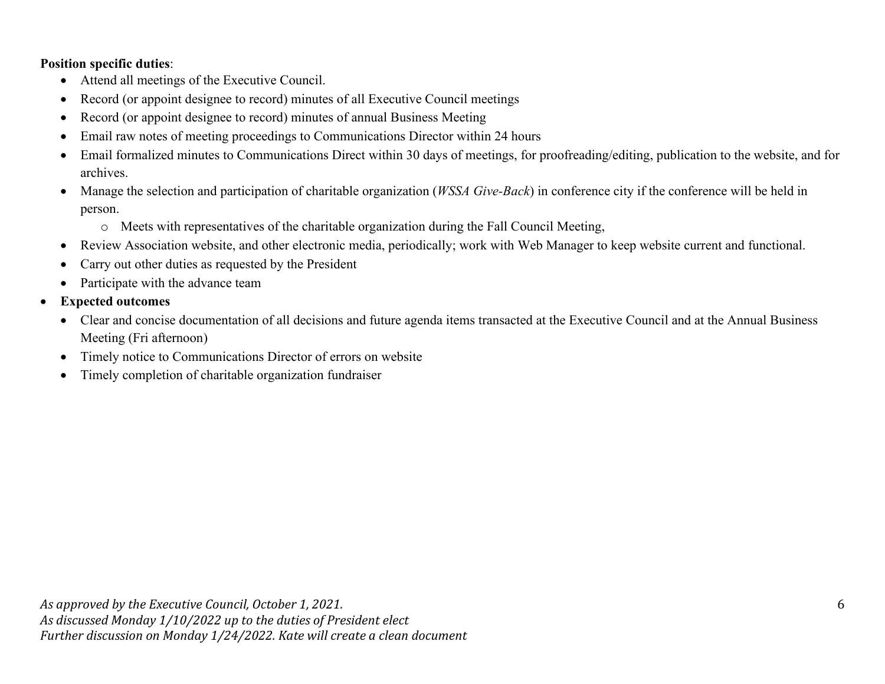**Position specific duties**:

- Attend all meetings of the Executive Council.
- Record (or appoint designee to record) minutes of all Executive Council meetings
- Record (or appoint designee to record) minutes of annual Business Meeting
- Email raw notes of meeting proceedings to Communications Director within 24 hours
- Email formalized minutes to Communications Direct within 30 days of meetings, for proofreading/editing, publication to the website, and for archives.
- Manage the selection and participation of charitable organization (*WSSA Give-Back*) in conference city if the conference will be held in person.
    - Meets with representatives of the charitable organization during the Fall Council Meeting,
- Review Association website, and other electronic media, periodically; work with Web Manager to keep website current and functional.
- Carry out other duties as requested by the President
- Participate with the advance team

- **Expected outcomes**
    - Clear and concise documentation of all decisions and future agenda items transacted at the Executive Council and at the Annual Business Meeting (Fri afternoon)
    - Timely notice to Communications Director of errors on website
    - Timely completion of charitable organization fundraiser

*As approved by the Executive Council, October 1, 2021.*
*As discussed Monday 1/10/2022 up to the duties of President elect*
*Further discussion on Monday 1/24/2022. Kate will create a clean document*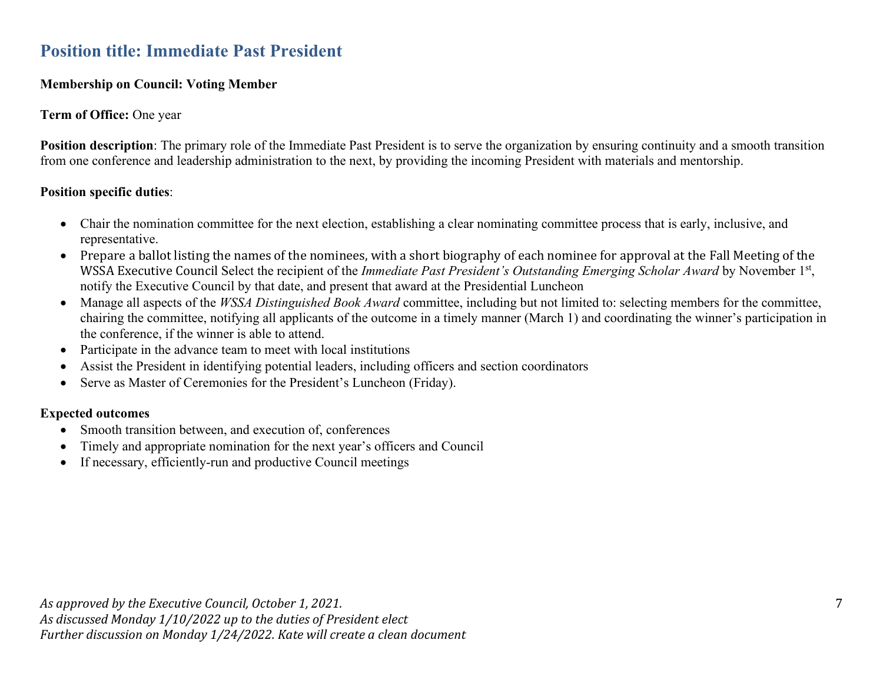## Position title: Immediate Past President

**Membership on Council: Voting Member**

**Term of Office:** One year

**Position description**: The primary role of the Immediate Past President is to serve the organization by ensuring continuity and a smooth transition from one conference and leadership administration to the next, by providing the incoming President with materials and mentorship.

**Position specific duties**:

- Chair the nomination committee for the next election, establishing a clear nominating committee process that is early, inclusive, and representative.
- Prepare a ballot listing the names of the nominees, with a short biography of each nominee for approval at the Fall Meeting of the WSSA Executive Council Select the recipient of the *Immediate Past President's Outstanding Emerging Scholar Award* by November 1st, notify the Executive Council by that date, and present that award at the Presidential Luncheon
- Manage all aspects of the *WSSA Distinguished Book Award* committee, including but not limited to: selecting members for the committee, chairing the committee, notifying all applicants of the outcome in a timely manner (March 1) and coordinating the winner's participation in the conference, if the winner is able to attend.
- Participate in the advance team to meet with local institutions
- Assist the President in identifying potential leaders, including officers and section coordinators
- Serve as Master of Ceremonies for the President's Luncheon (Friday).

**Expected outcomes**

- Smooth transition between, and execution of, conferences
- Timely and appropriate nomination for the next year's officers and Council
- If necessary, efficiently-run and productive Council meetings

*As approved by the Executive Council, October 1, 2021.*
*As discussed Monday 1/10/2022 up to the duties of President elect*
*Further discussion on Monday 1/24/2022. Kate will create a clean document*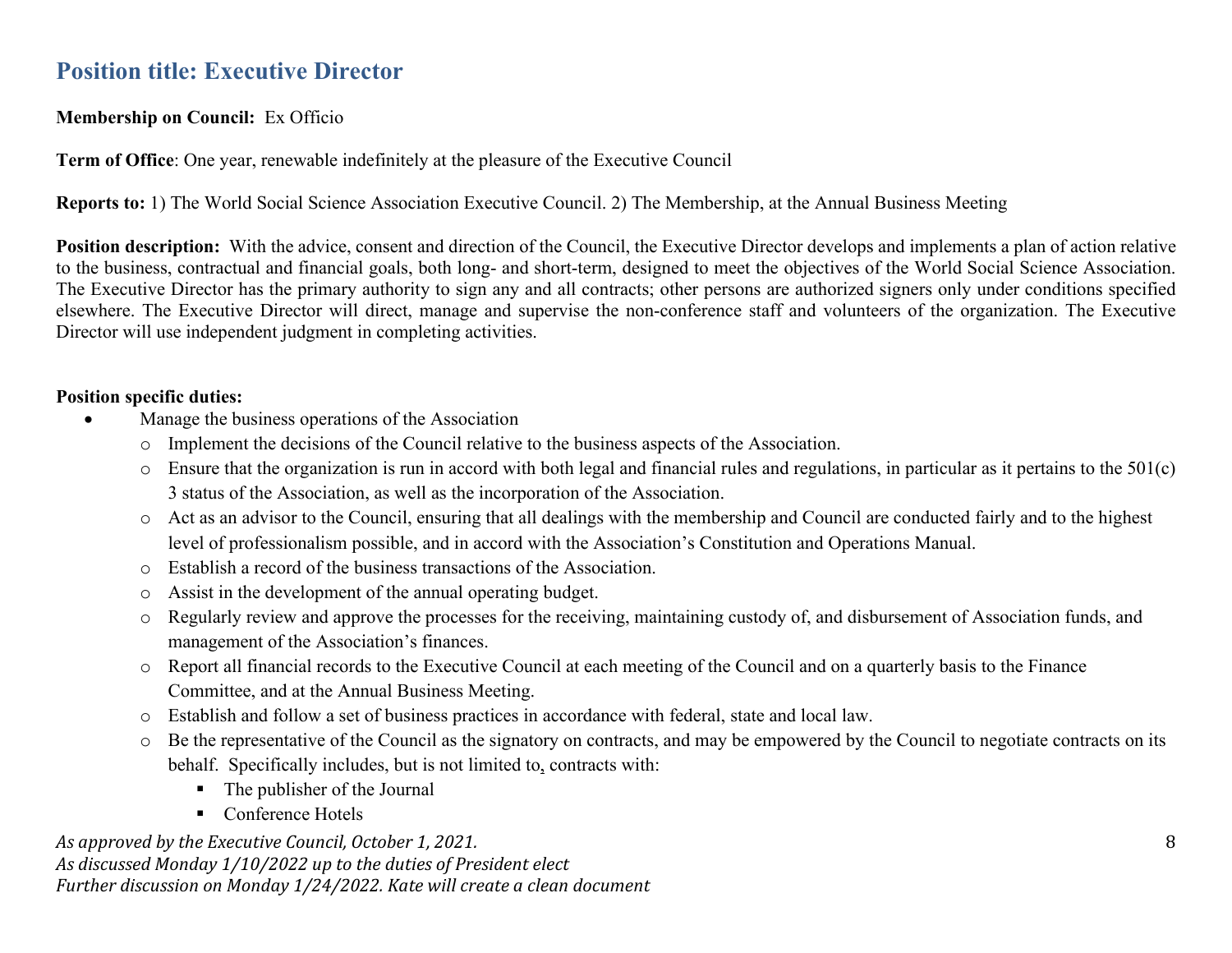## Position title: Executive Director

**Membership on Council:** Ex Officio

**Term of Office**: One year, renewable indefinitely at the pleasure of the Executive Council

**Reports to:** 1) The World Social Science Association Executive Council. 2) The Membership, at the Annual Business Meeting

**Position description:** With the advice, consent and direction of the Council, the Executive Director develops and implements a plan of action relative to the business, contractual and financial goals, both long- and short-term, designed to meet the objectives of the World Social Science Association. The Executive Director has the primary authority to sign any and all contracts; other persons are authorized signers only under conditions specified elsewhere. The Executive Director will direct, manage and supervise the non-conference staff and volunteers of the organization. The Executive Director will use independent judgment in completing activities.

**Position specific duties:**

- Manage the business operations of the Association
  - Implement the decisions of the Council relative to the business aspects of the Association.
  - Ensure that the organization is run in accord with both legal and financial rules and regulations, in particular as it pertains to the 501(c) 3 status of the Association, as well as the incorporation of the Association.
  - Act as an advisor to the Council, ensuring that all dealings with the membership and Council are conducted fairly and to the highest level of professionalism possible, and in accord with the Association's Constitution and Operations Manual.
  - Establish a record of the business transactions of the Association.
  - Assist in the development of the annual operating budget.
  - Regularly review and approve the processes for the receiving, maintaining custody of, and disbursement of Association funds, and management of the Association's finances.
  - Report all financial records to the Executive Council at each meeting of the Council and on a quarterly basis to the Finance Committee, and at the Annual Business Meeting.
  - Establish and follow a set of business practices in accordance with federal, state and local law.
  - Be the representative of the Council as the signatory on contracts, and may be empowered by the Council to negotiate contracts on its behalf. Specifically includes, but is not limited to, contracts with:
    - The publisher of the Journal
    - Conference Hotels

*As approved by the Executive Council, October 1, 2021.*
*As discussed Monday 1/10/2022 up to the duties of President elect*
*Further discussion on Monday 1/24/2022. Kate will create a clean document*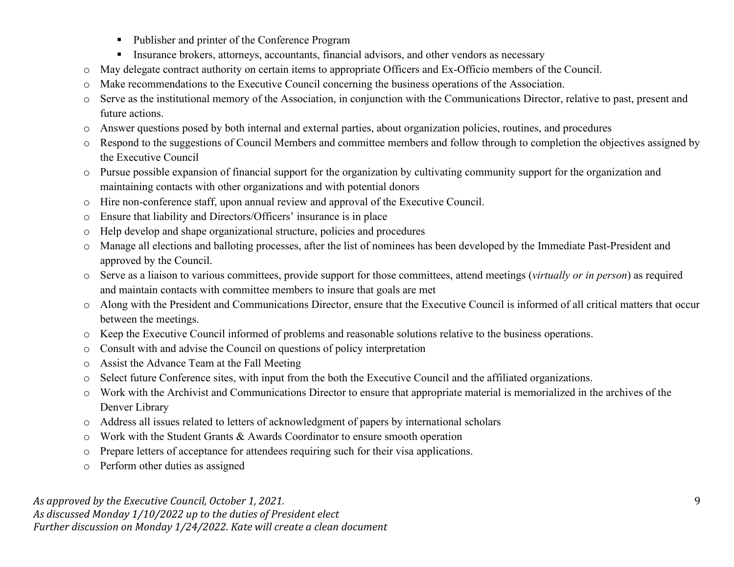- Publisher and printer of the Conference Program
        - Insurance brokers, attorneys, accountants, financial advisors, and other vendors as necessary
    - May delegate contract authority on certain items to appropriate Officers and Ex-Officio members of the Council.
    - Make recommendations to the Executive Council concerning the business operations of the Association.
    - Serve as the institutional memory of the Association, in conjunction with the Communications Director, relative to past, present and future actions.
    - Answer questions posed by both internal and external parties, about organization policies, routines, and procedures
    - Respond to the suggestions of Council Members and committee members and follow through to completion the objectives assigned by the Executive Council
    - Pursue possible expansion of financial support for the organization by cultivating community support for the organization and maintaining contacts with other organizations and with potential donors
    - Hire non-conference staff, upon annual review and approval of the Executive Council.
    - Ensure that liability and Directors/Officers' insurance is in place
    - Help develop and shape organizational structure, policies and procedures
    - Manage all elections and balloting processes, after the list of nominees has been developed by the Immediate Past-President and approved by the Council.
    - Serve as a liaison to various committees, provide support for those committees, attend meetings (*virtually or in person*) as required and maintain contacts with committee members to insure that goals are met
    - Along with the President and Communications Director, ensure that the Executive Council is informed of all critical matters that occur between the meetings.
    - Keep the Executive Council informed of problems and reasonable solutions relative to the business operations.
    - Consult with and advise the Council on questions of policy interpretation
    - Assist the Advance Team at the Fall Meeting
    - Select future Conference sites, with input from the both the Executive Council and the affiliated organizations.
    - Work with the Archivist and Communications Director to ensure that appropriate material is memorialized in the archives of the Denver Library
    - Address all issues related to letters of acknowledgment of papers by international scholars
    - Work with the Student Grants & Awards Coordinator to ensure smooth operation
    - Prepare letters of acceptance for attendees requiring such for their visa applications.
    - Perform other duties as assigned

*As approved by the Executive Council, October 1, 2021.*
*As discussed Monday 1/10/2022 up to the duties of President elect*
*Further discussion on Monday 1/24/2022. Kate will create a clean document*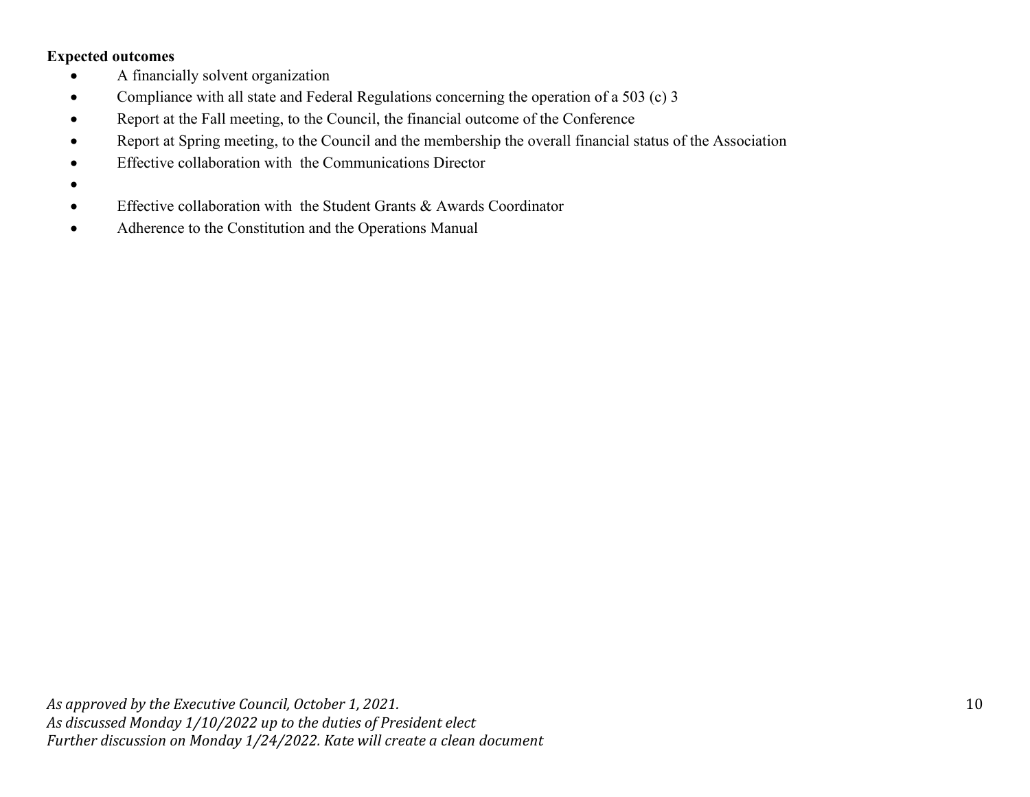**Expected outcomes**

- A financially solvent organization
- Compliance with all state and Federal Regulations concerning the operation of a 503 (c) 3
- Report at the Fall meeting, to the Council, the financial outcome of the Conference
- Report at Spring meeting, to the Council and the membership the overall financial status of the Association
- Effective collaboration with the Communications Director
- 
- Effective collaboration with the Student Grants & Awards Coordinator
- Adherence to the Constitution and the Operations Manual

*As approved by the Executive Council, October 1, 2021.*
*As discussed Monday 1/10/2022 up to the duties of President elect*
*Further discussion on Monday 1/24/2022. Kate will create a clean document*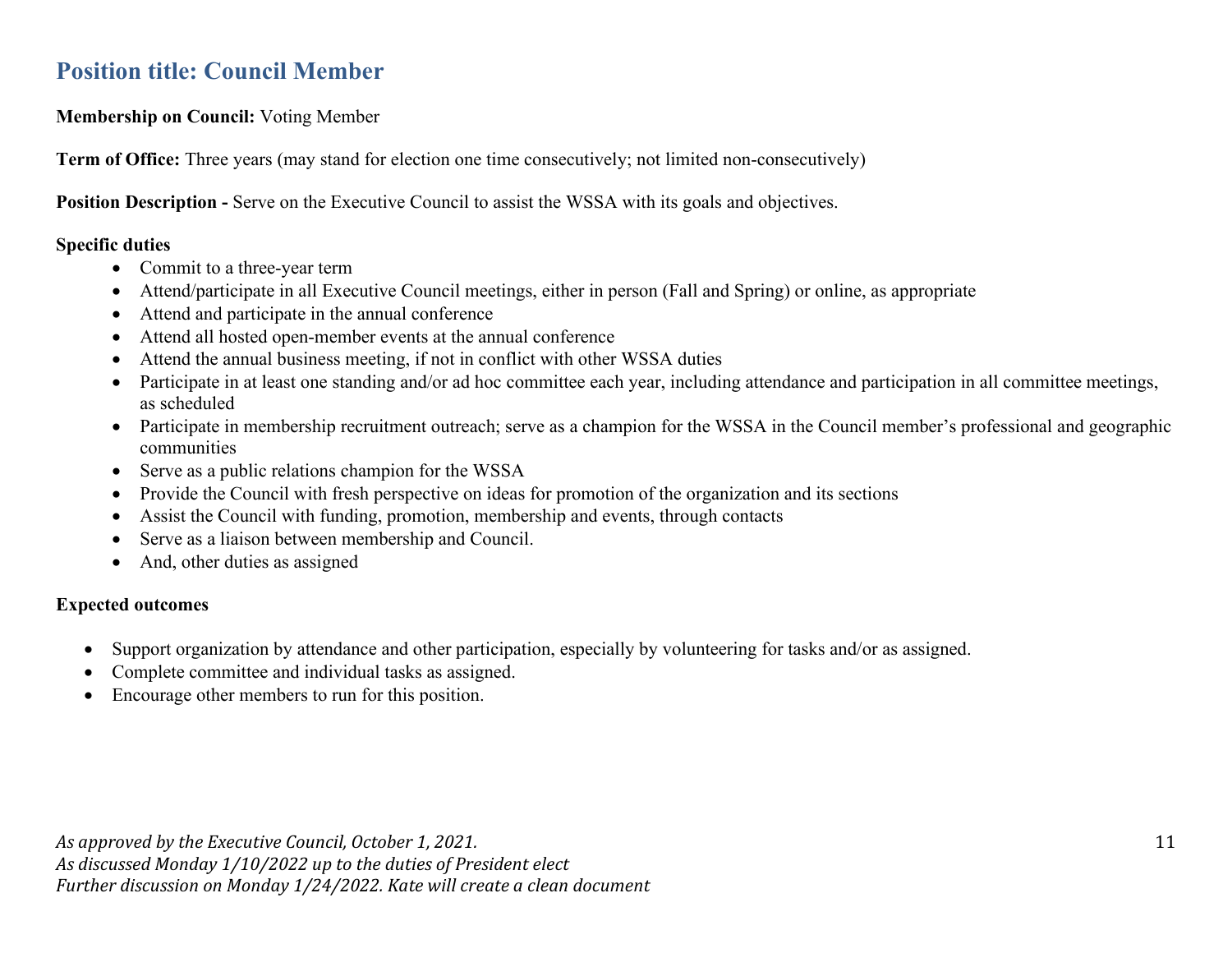## Position title: Council Member

**Membership on Council:** Voting Member

**Term of Office:** Three years (may stand for election one time consecutively; not limited non-consecutively)

**Position Description -** Serve on the Executive Council to assist the WSSA with its goals and objectives.

**Specific duties**

- Commit to a three-year term
- Attend/participate in all Executive Council meetings, either in person (Fall and Spring) or online, as appropriate
- Attend and participate in the annual conference
- Attend all hosted open-member events at the annual conference
- Attend the annual business meeting, if not in conflict with other WSSA duties
- Participate in at least one standing and/or ad hoc committee each year, including attendance and participation in all committee meetings, as scheduled
- Participate in membership recruitment outreach; serve as a champion for the WSSA in the Council member's professional and geographic communities
- Serve as a public relations champion for the WSSA
- Provide the Council with fresh perspective on ideas for promotion of the organization and its sections
- Assist the Council with funding, promotion, membership and events, through contacts
- Serve as a liaison between membership and Council.
- And, other duties as assigned

**Expected outcomes**

- Support organization by attendance and other participation, especially by volunteering for tasks and/or as assigned.
- Complete committee and individual tasks as assigned.
- Encourage other members to run for this position.

*As approved by the Executive Council, October 1, 2021.*
*As discussed Monday 1/10/2022 up to the duties of President elect*
*Further discussion on Monday 1/24/2022. Kate will create a clean document*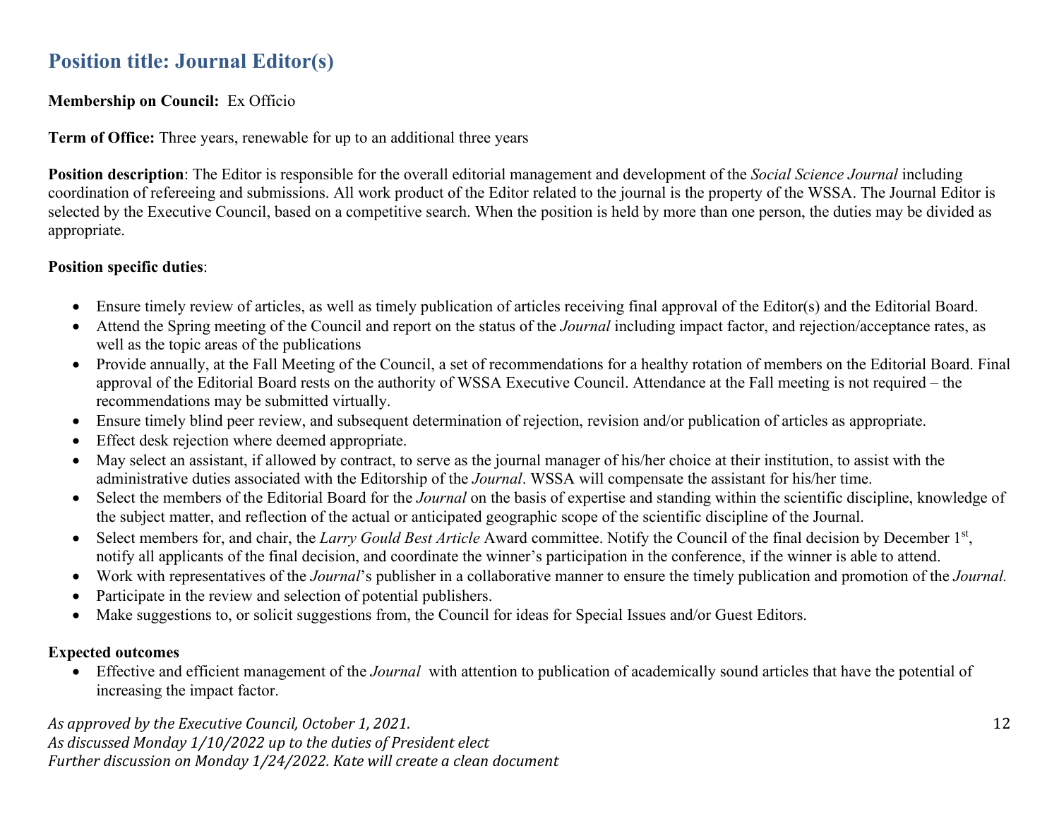## Position title: Journal Editor(s)

**Membership on Council:** Ex Officio

**Term of Office:** Three years, renewable for up to an additional three years

**Position description**: The Editor is responsible for the overall editorial management and development of the *Social Science Journal* including coordination of refereeing and submissions. All work product of the Editor related to the journal is the property of the WSSA. The Journal Editor is selected by the Executive Council, based on a competitive search. When the position is held by more than one person, the duties may be divided as appropriate.

**Position specific duties**:

- Ensure timely review of articles, as well as timely publication of articles receiving final approval of the Editor(s) and the Editorial Board.
- Attend the Spring meeting of the Council and report on the status of the *Journal* including impact factor, and rejection/acceptance rates, as well as the topic areas of the publications
- Provide annually, at the Fall Meeting of the Council, a set of recommendations for a healthy rotation of members on the Editorial Board. Final approval of the Editorial Board rests on the authority of WSSA Executive Council. Attendance at the Fall meeting is not required – the recommendations may be submitted virtually.
- Ensure timely blind peer review, and subsequent determination of rejection, revision and/or publication of articles as appropriate.
- Effect desk rejection where deemed appropriate.
- May select an assistant, if allowed by contract, to serve as the journal manager of his/her choice at their institution, to assist with the administrative duties associated with the Editorship of the *Journal*. WSSA will compensate the assistant for his/her time.
- Select the members of the Editorial Board for the *Journal* on the basis of expertise and standing within the scientific discipline, knowledge of the subject matter, and reflection of the actual or anticipated geographic scope of the scientific discipline of the Journal.
- Select members for, and chair, the *Larry Gould Best Article* Award committee. Notify the Council of the final decision by December 1st, notify all applicants of the final decision, and coordinate the winner's participation in the conference, if the winner is able to attend.
- Work with representatives of the *Journal*'s publisher in a collaborative manner to ensure the timely publication and promotion of the *Journal.*
- Participate in the review and selection of potential publishers.
- Make suggestions to, or solicit suggestions from, the Council for ideas for Special Issues and/or Guest Editors.

**Expected outcomes**

- Effective and efficient management of the *Journal* with attention to publication of academically sound articles that have the potential of increasing the impact factor.

*As approved by the Executive Council, October 1, 2021.*
*As discussed Monday 1/10/2022 up to the duties of President elect*
*Further discussion on Monday 1/24/2022. Kate will create a clean document*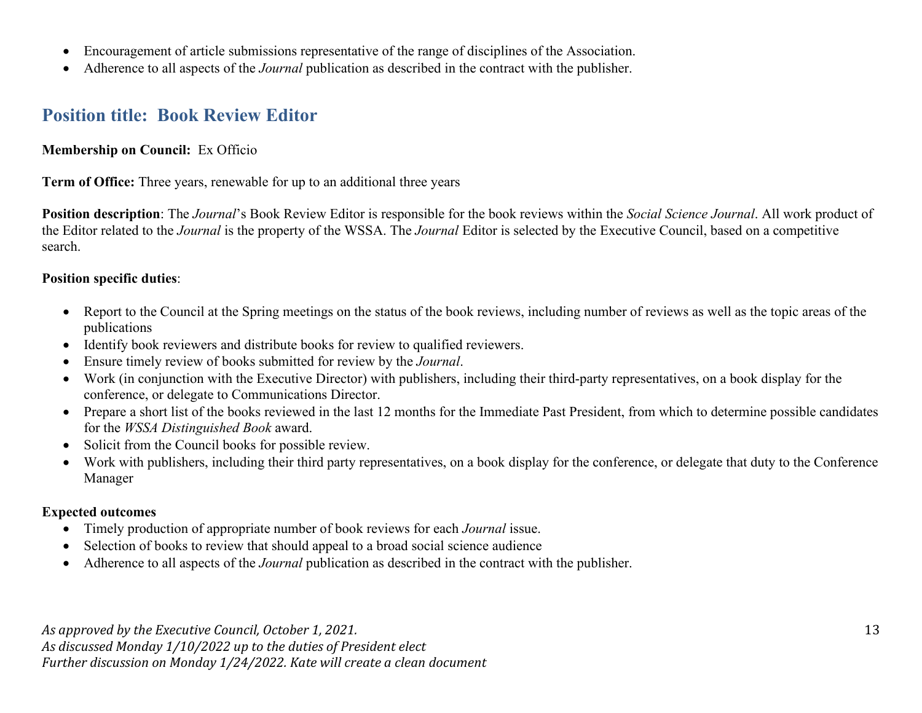- Encouragement of article submissions representative of the range of disciplines of the Association.
- Adherence to all aspects of the *Journal* publication as described in the contract with the publisher.

## Position title: Book Review Editor

**Membership on Council:** Ex Officio

**Term of Office:** Three years, renewable for up to an additional three years

**Position description**: The *Journal*'s Book Review Editor is responsible for the book reviews within the *Social Science Journal*. All work product of the Editor related to the *Journal* is the property of the WSSA. The *Journal* Editor is selected by the Executive Council, based on a competitive search.

**Position specific duties**:

- Report to the Council at the Spring meetings on the status of the book reviews, including number of reviews as well as the topic areas of the publications
- Identify book reviewers and distribute books for review to qualified reviewers.
- Ensure timely review of books submitted for review by the *Journal*.
- Work (in conjunction with the Executive Director) with publishers, including their third-party representatives, on a book display for the conference, or delegate to Communications Director.
- Prepare a short list of the books reviewed in the last 12 months for the Immediate Past President, from which to determine possible candidates for the *WSSA Distinguished Book* award.
- Solicit from the Council books for possible review.
- Work with publishers, including their third party representatives, on a book display for the conference, or delegate that duty to the Conference Manager

**Expected outcomes**

- Timely production of appropriate number of book reviews for each *Journal* issue.
- Selection of books to review that should appeal to a broad social science audience
- Adherence to all aspects of the *Journal* publication as described in the contract with the publisher.

*As approved by the Executive Council, October 1, 2021.*
*As discussed Monday 1/10/2022 up to the duties of President elect*
*Further discussion on Monday 1/24/2022. Kate will create a clean document*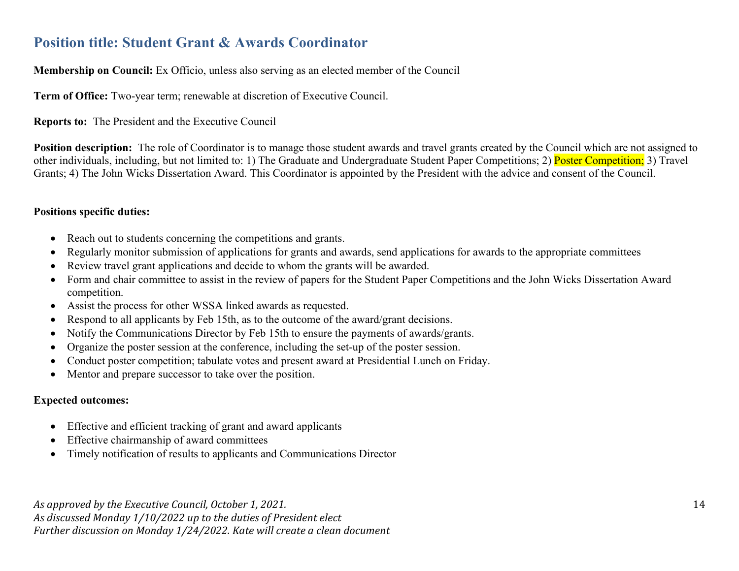## Position title: Student Grant & Awards Coordinator

**Membership on Council:** Ex Officio, unless also serving as an elected member of the Council

**Term of Office:** Two-year term; renewable at discretion of Executive Council.

**Reports to:** The President and the Executive Council

**Position description:** The role of Coordinator is to manage those student awards and travel grants created by the Council which are not assigned to other individuals, including, but not limited to: 1) The Graduate and Undergraduate Student Paper Competitions; 2) Poster Competition; 3) Travel Grants; 4) The John Wicks Dissertation Award. This Coordinator is appointed by the President with the advice and consent of the Council.

**Positions specific duties:**

- Reach out to students concerning the competitions and grants.
- Regularly monitor submission of applications for grants and awards, send applications for awards to the appropriate committees
- Review travel grant applications and decide to whom the grants will be awarded.
- Form and chair committee to assist in the review of papers for the Student Paper Competitions and the John Wicks Dissertation Award competition.
- Assist the process for other WSSA linked awards as requested.
- Respond to all applicants by Feb 15th, as to the outcome of the award/grant decisions.
- Notify the Communications Director by Feb 15th to ensure the payments of awards/grants.
- Organize the poster session at the conference, including the set-up of the poster session.
- Conduct poster competition; tabulate votes and present award at Presidential Lunch on Friday.
- Mentor and prepare successor to take over the position.

**Expected outcomes:**

- Effective and efficient tracking of grant and award applicants
- Effective chairmanship of award committees
- Timely notification of results to applicants and Communications Director

*As approved by the Executive Council, October 1, 2021.*
*As discussed Monday 1/10/2022 up to the duties of President elect*
*Further discussion on Monday 1/24/2022. Kate will create a clean document*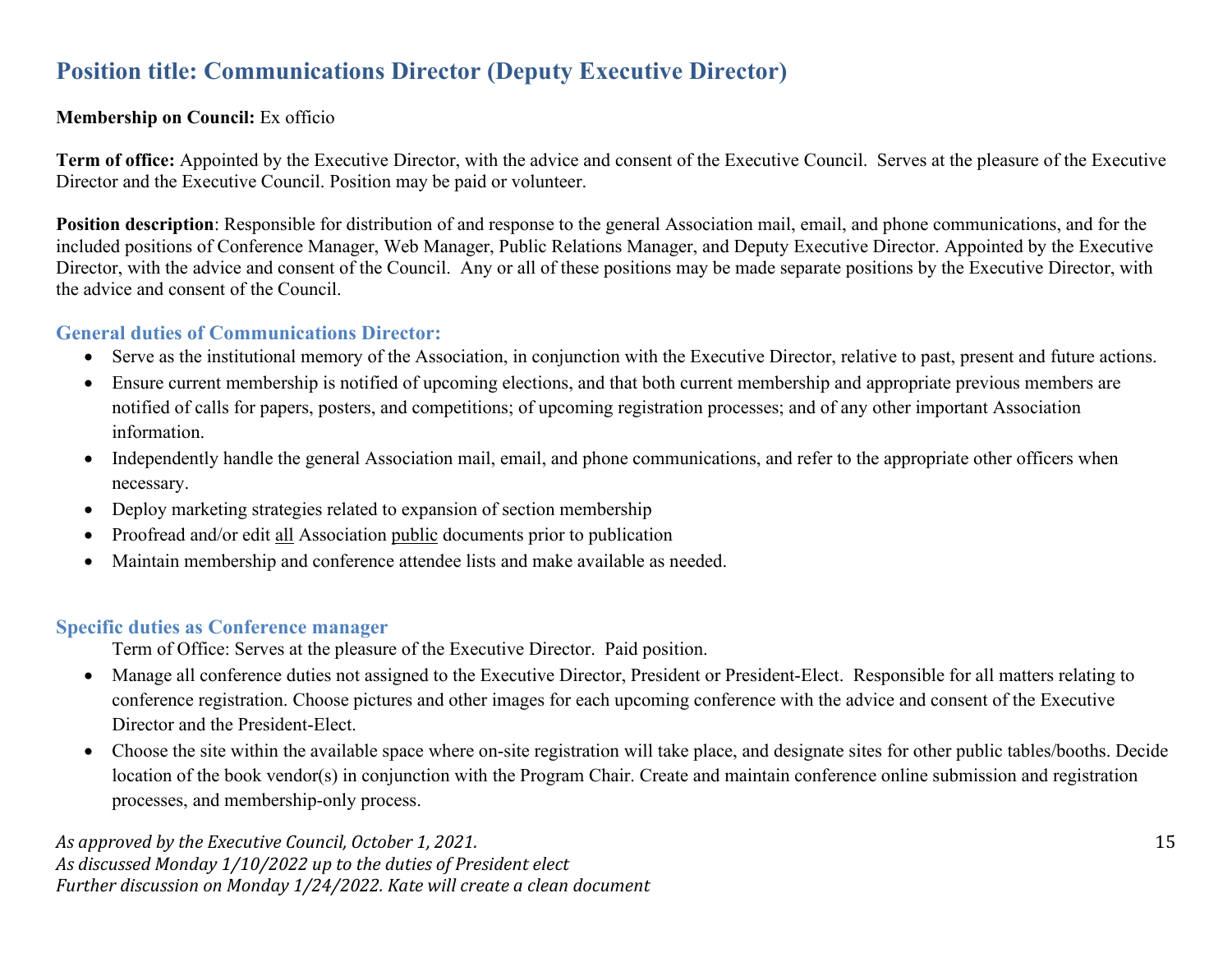## Position title: Communications Director (Deputy Executive Director)

**Membership on Council:** Ex officio

**Term of office:** Appointed by the Executive Director, with the advice and consent of the Executive Council. Serves at the pleasure of the Executive Director and the Executive Council. Position may be paid or volunteer.

**Position description**: Responsible for distribution of and response to the general Association mail, email, and phone communications, and for the included positions of Conference Manager, Web Manager, Public Relations Manager, and Deputy Executive Director. Appointed by the Executive Director, with the advice and consent of the Council. Any or all of these positions may be made separate positions by the Executive Director, with the advice and consent of the Council.

### General duties of Communications Director:

- Serve as the institutional memory of the Association, in conjunction with the Executive Director, relative to past, present and future actions.
- Ensure current membership is notified of upcoming elections, and that both current membership and appropriate previous members are notified of calls for papers, posters, and competitions; of upcoming registration processes; and of any other important Association information.
- Independently handle the general Association mail, email, and phone communications, and refer to the appropriate other officers when necessary.
- Deploy marketing strategies related to expansion of section membership
- Proofread and/or edit <u>all</u> Association <u>public</u> documents prior to publication
- Maintain membership and conference attendee lists and make available as needed.

### Specific duties as Conference manager

Term of Office: Serves at the pleasure of the Executive Director. Paid position.

- Manage all conference duties not assigned to the Executive Director, President or President-Elect. Responsible for all matters relating to conference registration. Choose pictures and other images for each upcoming conference with the advice and consent of the Executive Director and the President-Elect.
- Choose the site within the available space where on-site registration will take place, and designate sites for other public tables/booths. Decide location of the book vendor(s) in conjunction with the Program Chair. Create and maintain conference online submission and registration processes, and membership-only process.

*As approved by the Executive Council, October 1, 2021.*
*As discussed Monday 1/10/2022 up to the duties of President elect*
*Further discussion on Monday 1/24/2022. Kate will create a clean document*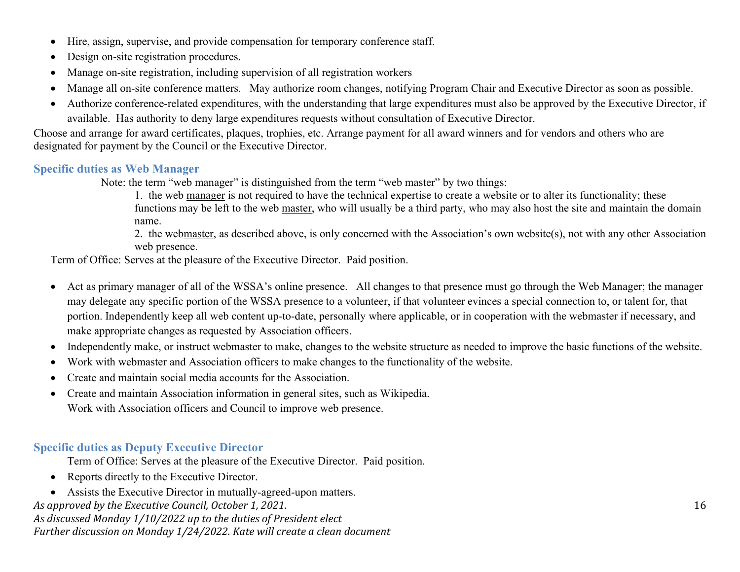- Hire, assign, supervise, and provide compensation for temporary conference staff.
- Design on-site registration procedures.
- Manage on-site registration, including supervision of all registration workers
- Manage all on-site conference matters. May authorize room changes, notifying Program Chair and Executive Director as soon as possible.
- Authorize conference-related expenditures, with the understanding that large expenditures must also be approved by the Executive Director, if available. Has authority to deny large expenditures requests without consultation of Executive Director.

Choose and arrange for award certificates, plaques, trophies, etc. Arrange payment for all award winners and for vendors and others who are designated for payment by the Council or the Executive Director.

### Specific duties as Web Manager

Note: the term "web manager" is distinguished from the term "web master" by two things:

1. the web manager is not required to have the technical expertise to create a website or to alter its functionality; these functions may be left to the web master, who will usually be a third party, who may also host the site and maintain the domain name.
2. the webmaster, as described above, is only concerned with the Association's own website(s), not with any other Association web presence.

Term of Office: Serves at the pleasure of the Executive Director. Paid position.

- Act as primary manager of all of the WSSA's online presence. All changes to that presence must go through the Web Manager; the manager may delegate any specific portion of the WSSA presence to a volunteer, if that volunteer evinces a special connection to, or talent for, that portion. Independently keep all web content up-to-date, personally where applicable, or in cooperation with the webmaster if necessary, and make appropriate changes as requested by Association officers.
- Independently make, or instruct webmaster to make, changes to the website structure as needed to improve the basic functions of the website.
- Work with webmaster and Association officers to make changes to the functionality of the website.
- Create and maintain social media accounts for the Association.
- Create and maintain Association information in general sites, such as Wikipedia.
  Work with Association officers and Council to improve web presence.

### Specific duties as Deputy Executive Director

Term of Office: Serves at the pleasure of the Executive Director. Paid position.

- Reports directly to the Executive Director.
- Assists the Executive Director in mutually-agreed-upon matters.

*As approved by the Executive Council, October 1, 2021.*
*As discussed Monday 1/10/2022 up to the duties of President elect*
*Further discussion on Monday 1/24/2022. Kate will create a clean document*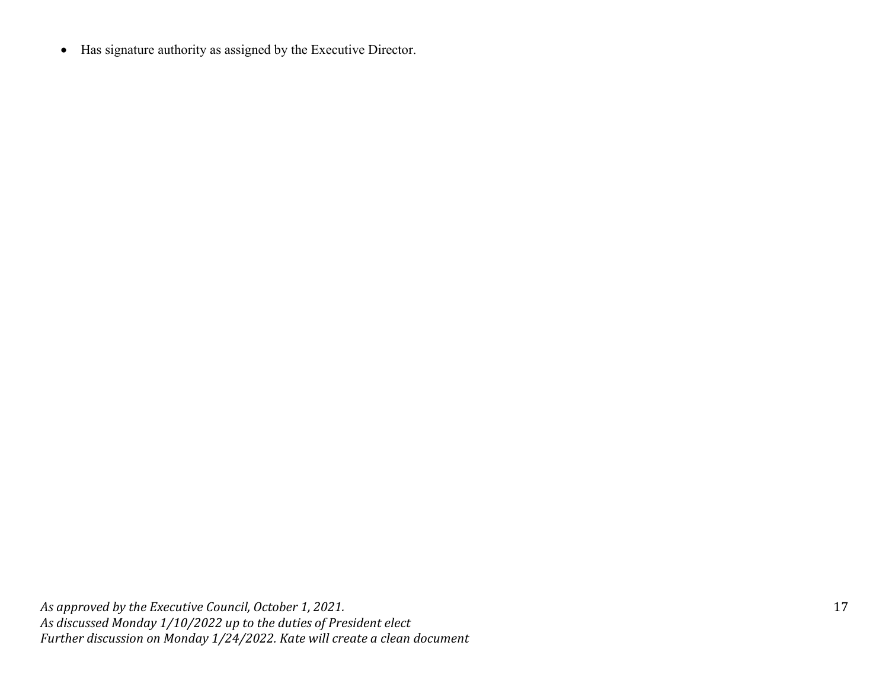- Has signature authority as assigned by the Executive Director.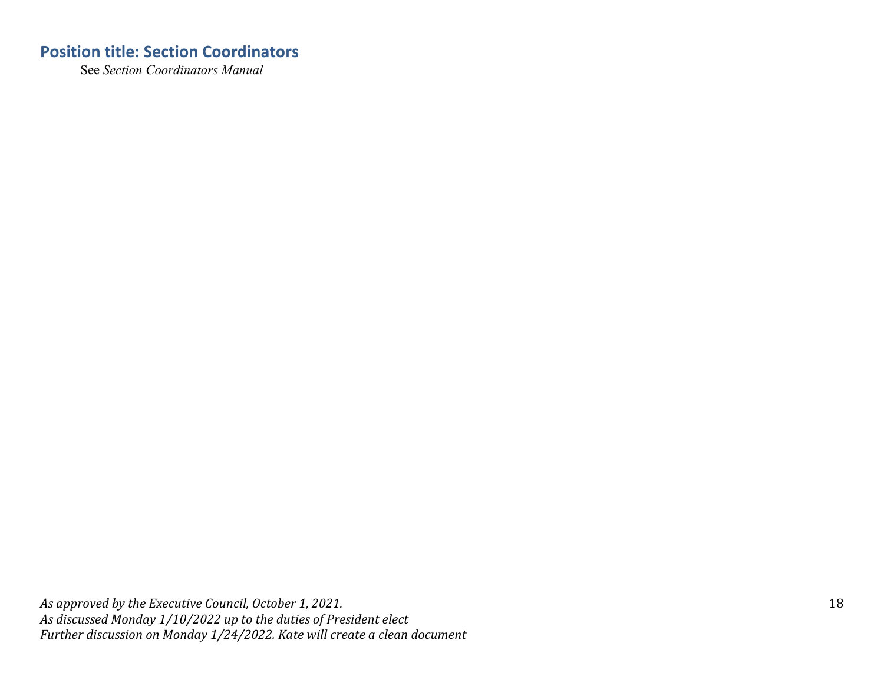## Position title: Section Coordinators

See *Section Coordinators Manual*

*As approved by the Executive Council, October 1, 2021.*
*As discussed Monday 1/10/2022 up to the duties of President elect*
*Further discussion on Monday 1/24/2022. Kate will create a clean document*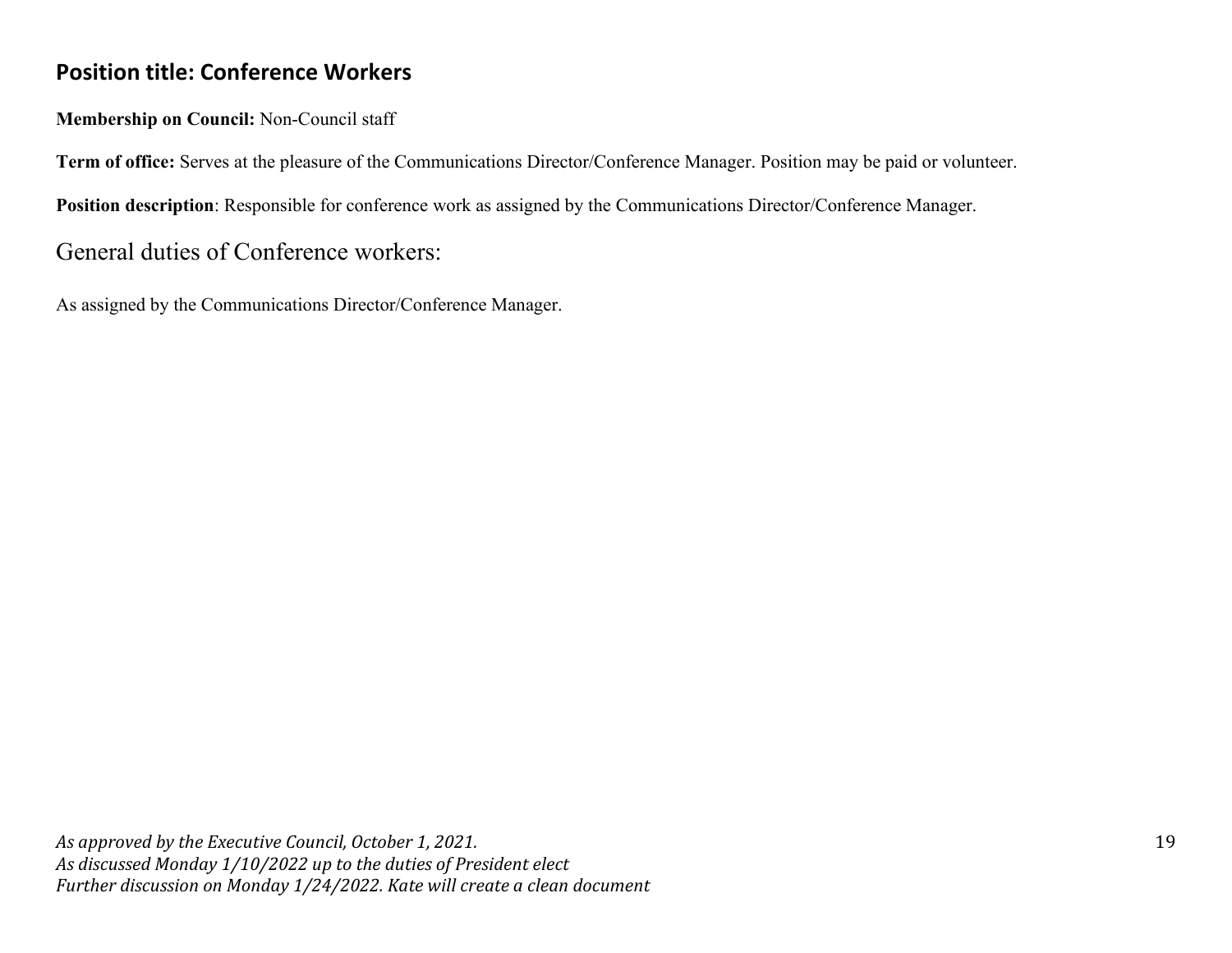## Position title: Conference Workers

**Membership on Council:** Non-Council staff

**Term of office:** Serves at the pleasure of the Communications Director/Conference Manager. Position may be paid or volunteer.

**Position description**: Responsible for conference work as assigned by the Communications Director/Conference Manager.

### General duties of Conference workers:

As assigned by the Communications Director/Conference Manager.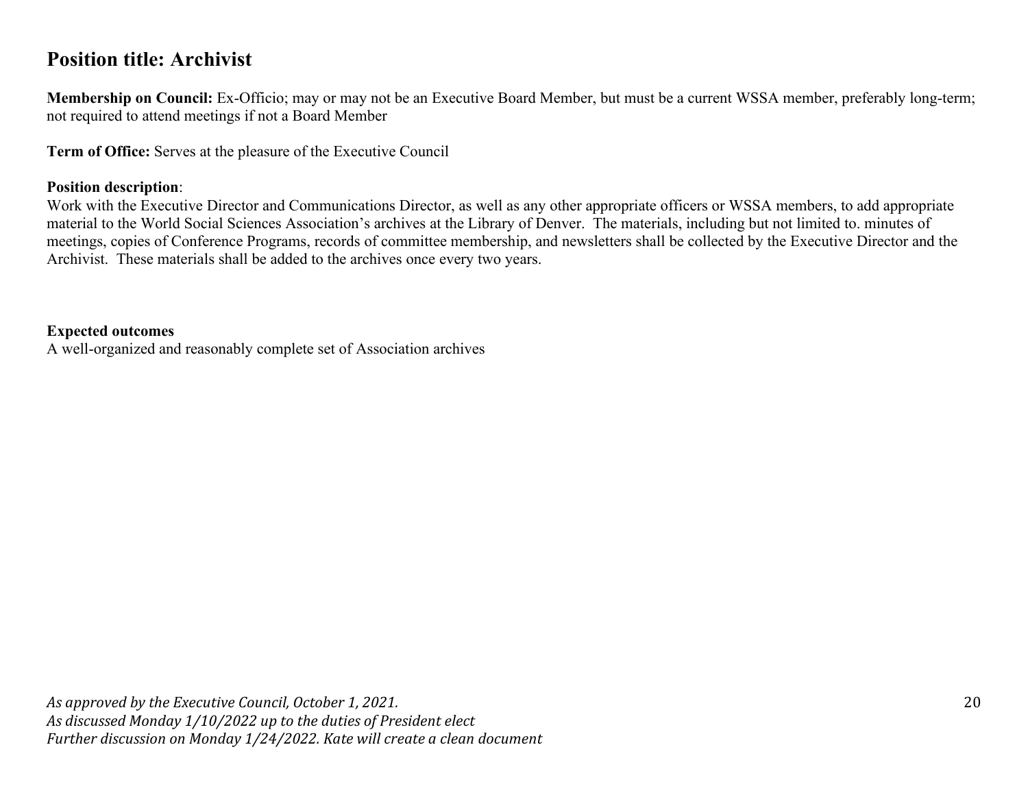## Position title: Archivist

**Membership on Council:** Ex-Officio; may or may not be an Executive Board Member, but must be a current WSSA member, preferably long-term; not required to attend meetings if not a Board Member

**Term of Office:** Serves at the pleasure of the Executive Council

**Position description**:
Work with the Executive Director and Communications Director, as well as any other appropriate officers or WSSA members, to add appropriate material to the World Social Sciences Association's archives at the Library of Denver. The materials, including but not limited to. minutes of meetings, copies of Conference Programs, records of committee membership, and newsletters shall be collected by the Executive Director and the Archivist. These materials shall be added to the archives once every two years.

**Expected outcomes**
A well-organized and reasonably complete set of Association archives

*As approved by the Executive Council, October 1, 2021.*
*As discussed Monday 1/10/2022 up to the duties of President elect*
*Further discussion on Monday 1/24/2022. Kate will create a clean document*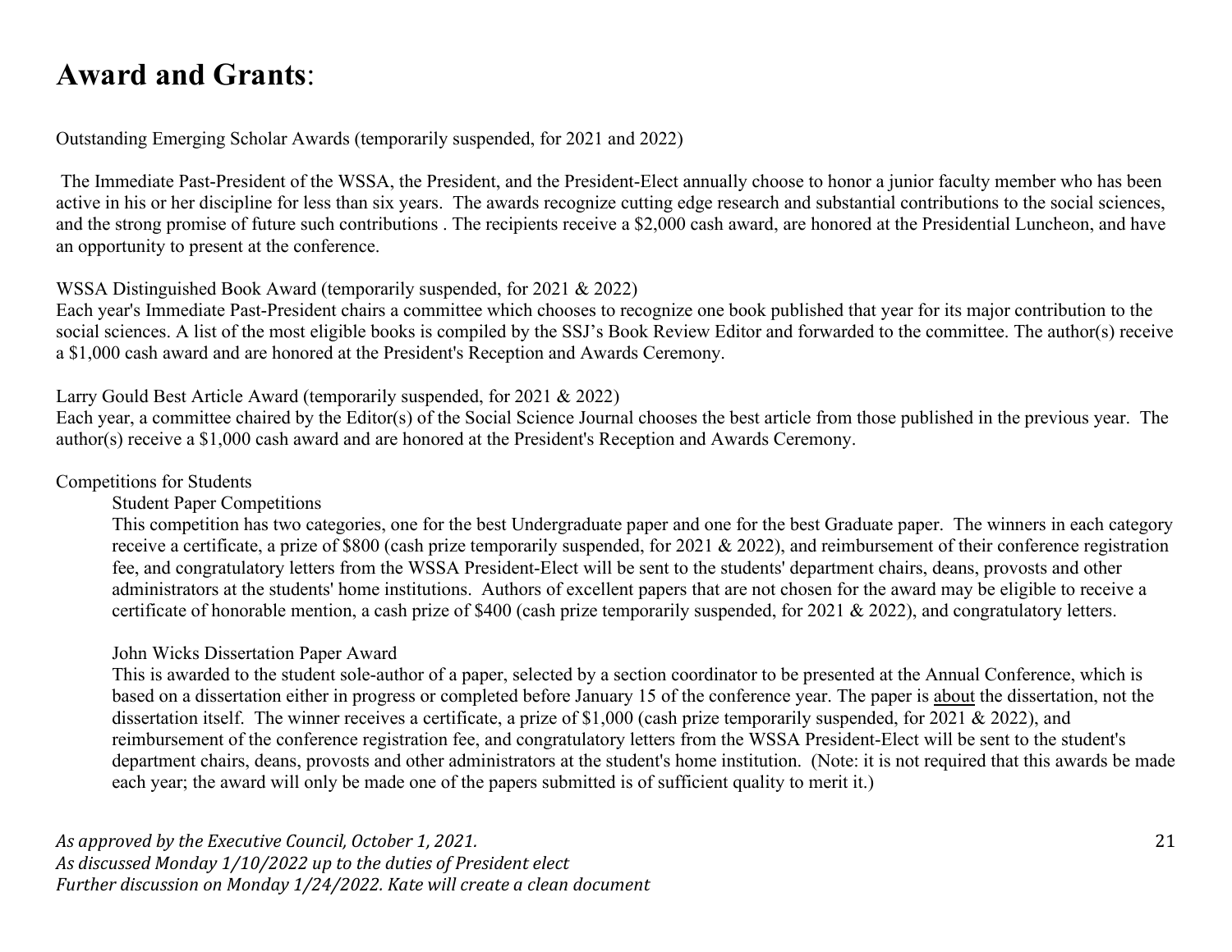# **Award and Grants**:

Outstanding Emerging Scholar Awards (temporarily suspended, for 2021 and 2022)

The Immediate Past-President of the WSSA, the President, and the President-Elect annually choose to honor a junior faculty member who has been active in his or her discipline for less than six years. The awards recognize cutting edge research and substantial contributions to the social sciences, and the strong promise of future such contributions . The recipients receive a $2,000 cash award, are honored at the Presidential Luncheon, and have an opportunity to present at the conference.

WSSA Distinguished Book Award (temporarily suspended, for 2021 & 2022)
Each year's Immediate Past-President chairs a committee which chooses to recognize one book published that year for its major contribution to the social sciences. A list of the most eligible books is compiled by the SSJ's Book Review Editor and forwarded to the committee. The author(s) receive a $1,000 cash award and are honored at the President's Reception and Awards Ceremony.

Larry Gould Best Article Award (temporarily suspended, for 2021 & 2022)
Each year, a committee chaired by the Editor(s) of the Social Science Journal chooses the best article from those published in the previous year. The author(s) receive a $1,000 cash award and are honored at the President's Reception and Awards Ceremony.

Competitions for Students

Student Paper Competitions

This competition has two categories, one for the best Undergraduate paper and one for the best Graduate paper. The winners in each category receive a certificate, a prize of $800 (cash prize temporarily suspended, for 2021 & 2022), and reimbursement of their conference registration fee, and congratulatory letters from the WSSA President-Elect will be sent to the students' department chairs, deans, provosts and other administrators at the students' home institutions. Authors of excellent papers that are not chosen for the award may be eligible to receive a certificate of honorable mention, a cash prize of $400 (cash prize temporarily suspended, for 2021 & 2022), and congratulatory letters.

John Wicks Dissertation Paper Award

This is awarded to the student sole-author of a paper, selected by a section coordinator to be presented at the Annual Conference, which is based on a dissertation either in progress or completed before January 15 of the conference year. The paper is <u>about</u> the dissertation, not the dissertation itself. The winner receives a certificate, a prize of $1,000 (cash prize temporarily suspended, for 2021 & 2022), and reimbursement of the conference registration fee, and congratulatory letters from the WSSA President-Elect will be sent to the student's department chairs, deans, provosts and other administrators at the student's home institution. (Note: it is not required that this awards be made each year; the award will only be made one of the papers submitted is of sufficient quality to merit it.)

*As approved by the Executive Council, October 1, 2021.*
*As discussed Monday 1/10/2022 up to the duties of President elect*
*Further discussion on Monday 1/24/2022. Kate will create a clean document*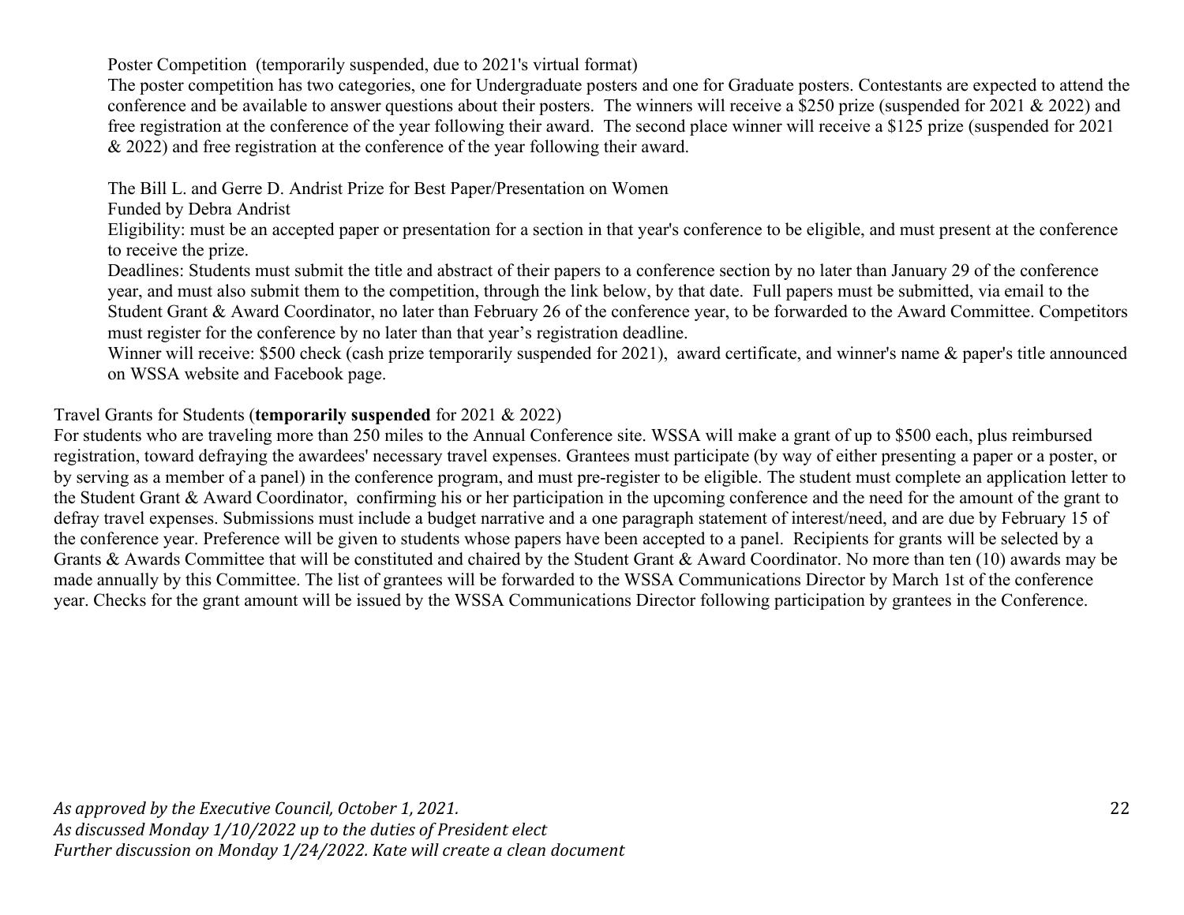Poster Competition (temporarily suspended, due to 2021's virtual format)

The poster competition has two categories, one for Undergraduate posters and one for Graduate posters. Contestants are expected to attend the conference and be available to answer questions about their posters. The winners will receive a $250 prize (suspended for 2021 & 2022) and free registration at the conference of the year following their award. The second place winner will receive a $125 prize (suspended for 2021 & 2022) and free registration at the conference of the year following their award.

The Bill L. and Gerre D. Andrist Prize for Best Paper/Presentation on Women

Funded by Debra Andrist

Eligibility: must be an accepted paper or presentation for a section in that year's conference to be eligible, and must present at the conference to receive the prize.

Deadlines: Students must submit the title and abstract of their papers to a conference section by no later than January 29 of the conference year, and must also submit them to the competition, through the link below, by that date. Full papers must be submitted, via email to the Student Grant & Award Coordinator, no later than February 26 of the conference year, to be forwarded to the Award Committee. Competitors must register for the conference by no later than that year's registration deadline.

Winner will receive: $500 check (cash prize temporarily suspended for 2021), award certificate, and winner's name & paper's title announced on WSSA website and Facebook page.

Travel Grants for Students (**temporarily suspended** for 2021 & 2022)

For students who are traveling more than 250 miles to the Annual Conference site. WSSA will make a grant of up to $500 each, plus reimbursed registration, toward defraying the awardees' necessary travel expenses. Grantees must participate (by way of either presenting a paper or a poster, or by serving as a member of a panel) in the conference program, and must pre-register to be eligible. The student must complete an application letter to the Student Grant & Award Coordinator, confirming his or her participation in the upcoming conference and the need for the amount of the grant to defray travel expenses. Submissions must include a budget narrative and a one paragraph statement of interest/need, and are due by February 15 of the conference year. Preference will be given to students whose papers have been accepted to a panel. Recipients for grants will be selected by a Grants & Awards Committee that will be constituted and chaired by the Student Grant & Award Coordinator. No more than ten (10) awards may be made annually by this Committee. The list of grantees will be forwarded to the WSSA Communications Director by March 1st of the conference year. Checks for the grant amount will be issued by the WSSA Communications Director following participation by grantees in the Conference.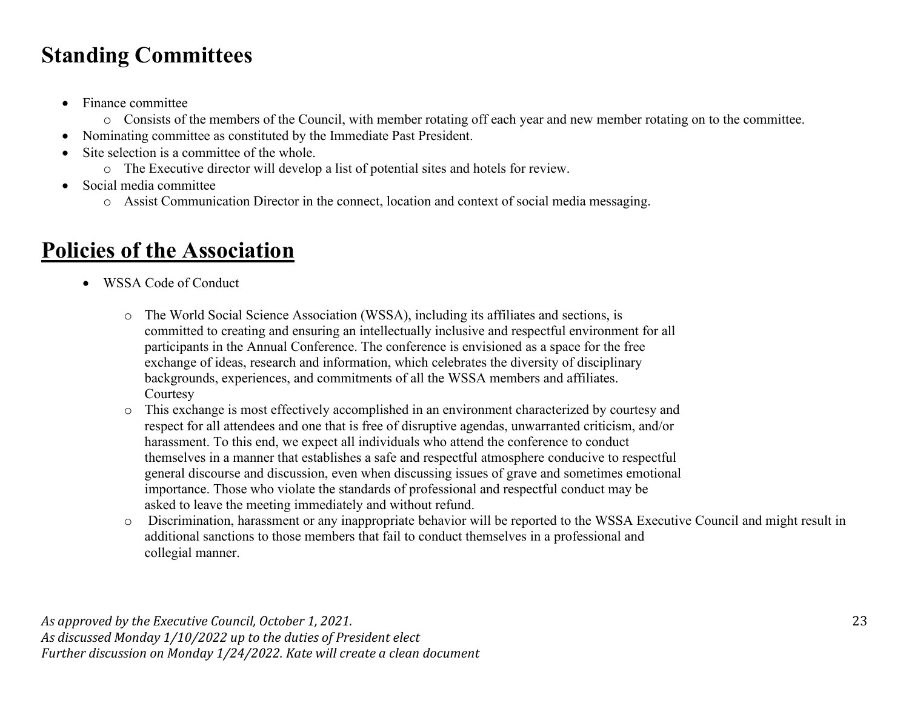## Standing Committees

- Finance committee
  - Consists of the members of the Council, with member rotating off each year and new member rotating on to the committee.
- Nominating committee as constituted by the Immediate Past President.
- Site selection is a committee of the whole.
  - The Executive director will develop a list of potential sites and hotels for review.
- Social media committee
  - Assist Communication Director in the connect, location and context of social media messaging.

## Policies of the Association

- WSSA Code of Conduct
  - The World Social Science Association (WSSA), including its affiliates and sections, is committed to creating and ensuring an intellectually inclusive and respectful environment for all participants in the Annual Conference. The conference is envisioned as a space for the free exchange of ideas, research and information, which celebrates the diversity of disciplinary backgrounds, experiences, and commitments of all the WSSA members and affiliates. Courtesy
  - This exchange is most effectively accomplished in an environment characterized by courtesy and respect for all attendees and one that is free of disruptive agendas, unwarranted criticism, and/or harassment. To this end, we expect all individuals who attend the conference to conduct themselves in a manner that establishes a safe and respectful atmosphere conducive to respectful general discourse and discussion, even when discussing issues of grave and sometimes emotional importance. Those who violate the standards of professional and respectful conduct may be asked to leave the meeting immediately and without refund.
  - Discrimination, harassment or any inappropriate behavior will be reported to the WSSA Executive Council and might result in additional sanctions to those members that fail to conduct themselves in a professional and collegial manner.

*As approved by the Executive Council, October 1, 2021.*
*As discussed Monday 1/10/2022 up to the duties of President elect*
*Further discussion on Monday 1/24/2022. Kate will create a clean document*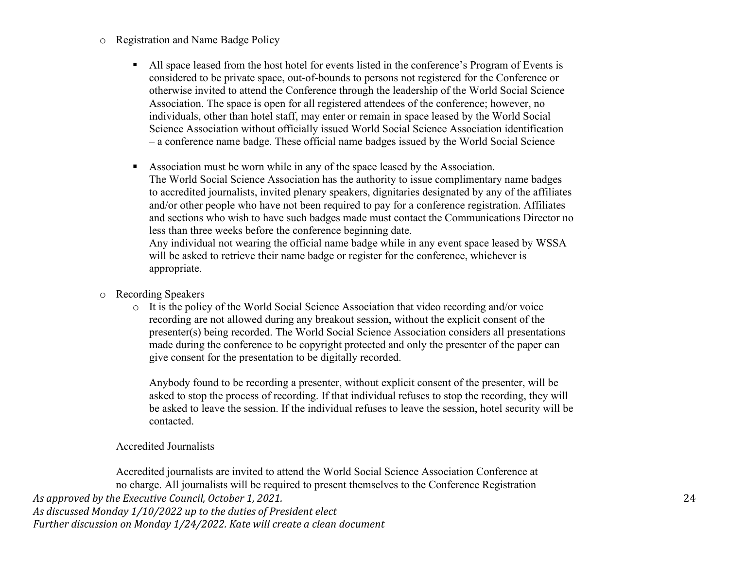- Registration and Name Badge Policy

  - All space leased from the host hotel for events listed in the conference's Program of Events is considered to be private space, out-of-bounds to persons not registered for the Conference or otherwise invited to attend the Conference through the leadership of the World Social Science Association. The space is open for all registered attendees of the conference; however, no individuals, other than hotel staff, may enter or remain in space leased by the World Social Science Association without officially issued World Social Science Association identification – a conference name badge. These official name badges issued by the World Social Science

  - Association must be worn while in any of the space leased by the Association.
    The World Social Science Association has the authority to issue complimentary name badges to accredited journalists, invited plenary speakers, dignitaries designated by any of the affiliates and/or other people who have not been required to pay for a conference registration. Affiliates and sections who wish to have such badges made must contact the Communications Director no less than three weeks before the conference beginning date.
    Any individual not wearing the official name badge while in any event space leased by WSSA will be asked to retrieve their name badge or register for the conference, whichever is appropriate.

- Recording Speakers
  - It is the policy of the World Social Science Association that video recording and/or voice recording are not allowed during any breakout session, without the explicit consent of the presenter(s) being recorded. The World Social Science Association considers all presentations made during the conference to be copyright protected and only the presenter of the paper can give consent for the presentation to be digitally recorded.

    Anybody found to be recording a presenter, without explicit consent of the presenter, will be asked to stop the process of recording. If that individual refuses to stop the recording, they will be asked to leave the session. If the individual refuses to leave the session, hotel security will be contacted.

Accredited Journalists

Accredited journalists are invited to attend the World Social Science Association Conference at no charge. All journalists will be required to present themselves to the Conference Registration

*As approved by the Executive Council, October 1, 2021.*
*As discussed Monday 1/10/2022 up to the duties of President elect*
*Further discussion on Monday 1/24/2022. Kate will create a clean document*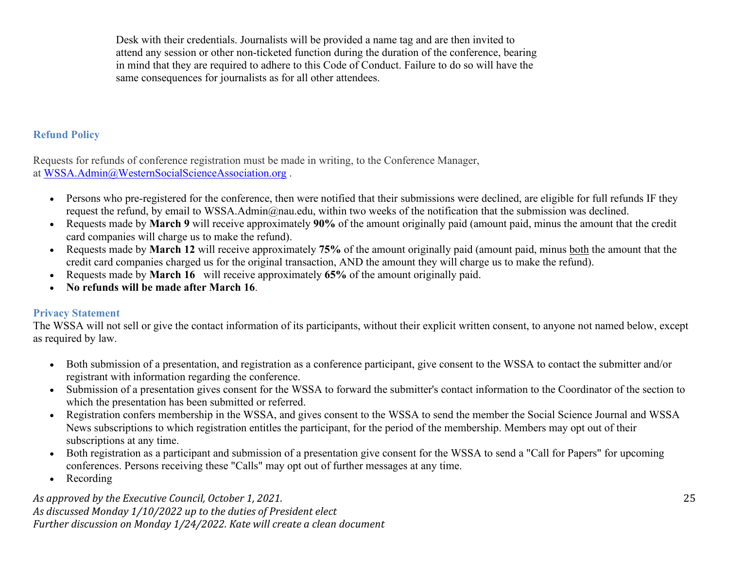Desk with their credentials. Journalists will be provided a name tag and are then invited to attend any session or other non-ticketed function during the duration of the conference, bearing in mind that they are required to adhere to this Code of Conduct. Failure to do so will have the same consequences for journalists as for all other attendees.

## Refund Policy

Requests for refunds of conference registration must be made in writing, to the Conference Manager, at [WSSA.Admin@WesternSocialScienceAssociation.org](mailto:WSSA.Admin@WesternSocialScienceAssociation.org) .

- Persons who pre-registered for the conference, then were notified that their submissions were declined, are eligible for full refunds IF they request the refund, by email to WSSA.Admin@nau.edu, within two weeks of the notification that the submission was declined.
- Requests made by **March 9** will receive approximately **90%** of the amount originally paid (amount paid, minus the amount that the credit card companies will charge us to make the refund).
- Requests made by **March 12** will receive approximately **75%** of the amount originally paid (amount paid, minus both the amount that the credit card companies charged us for the original transaction, AND the amount they will charge us to make the refund).
- Requests made by **March 16** will receive approximately **65%** of the amount originally paid.
- **No refunds will be made after March 16**.

## Privacy Statement

The WSSA will not sell or give the contact information of its participants, without their explicit written consent, to anyone not named below, except as required by law.

- Both submission of a presentation, and registration as a conference participant, give consent to the WSSA to contact the submitter and/or registrant with information regarding the conference.
- Submission of a presentation gives consent for the WSSA to forward the submitter's contact information to the Coordinator of the section to which the presentation has been submitted or referred.
- Registration confers membership in the WSSA, and gives consent to the WSSA to send the member the Social Science Journal and WSSA News subscriptions to which registration entitles the participant, for the period of the membership. Members may opt out of their subscriptions at any time.
- Both registration as a participant and submission of a presentation give consent for the WSSA to send a "Call for Papers" for upcoming conferences. Persons receiving these "Calls" may opt out of further messages at any time.
- Recording

*As approved by the Executive Council, October 1, 2021.*
*As discussed Monday 1/10/2022 up to the duties of President elect*
*Further discussion on Monday 1/24/2022. Kate will create a clean document*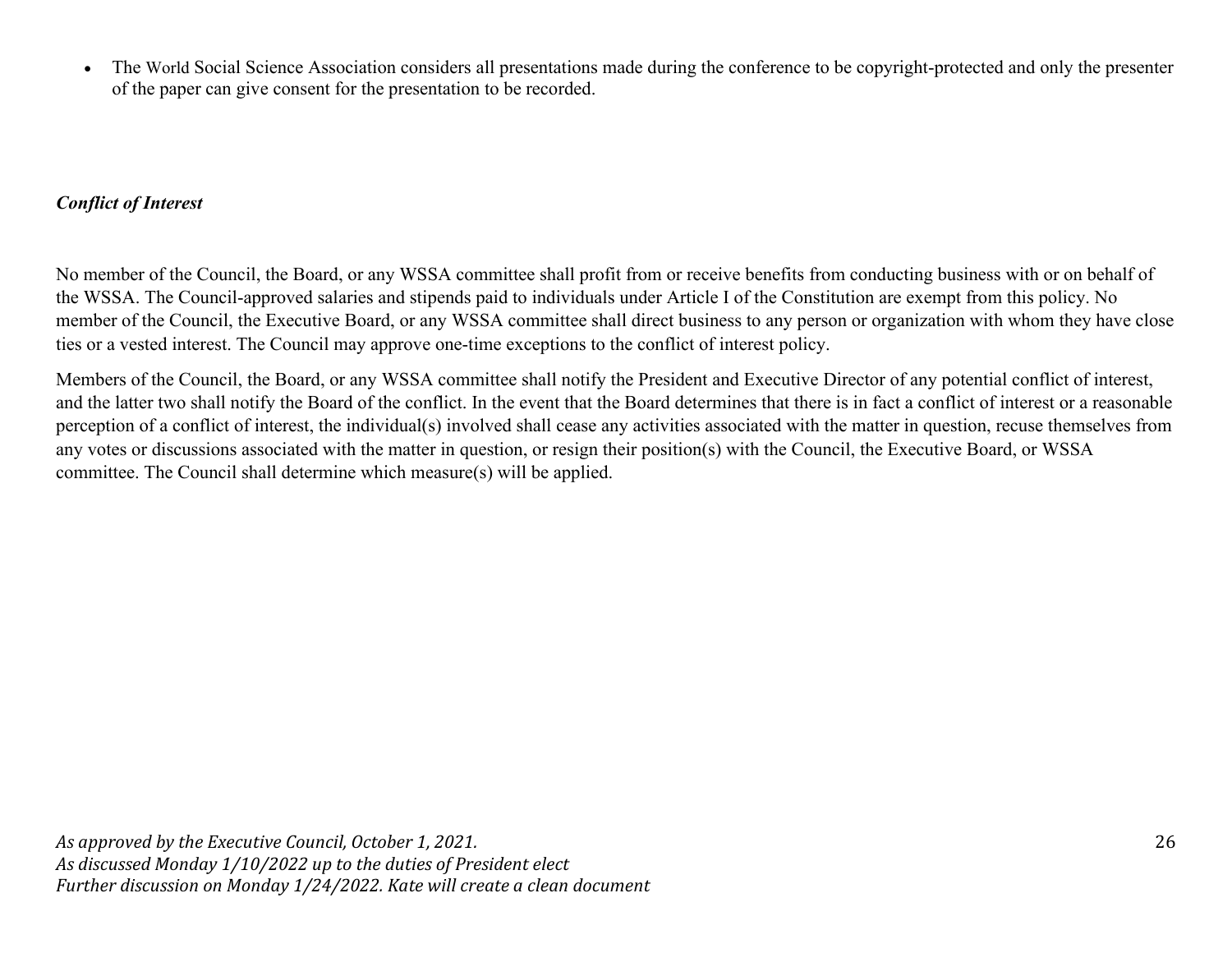- The World Social Science Association considers all presentations made during the conference to be copyright-protected and only the presenter of the paper can give consent for the presentation to be recorded.

***Conflict of Interest***

No member of the Council, the Board, or any WSSA committee shall profit from or receive benefits from conducting business with or on behalf of the WSSA. The Council-approved salaries and stipends paid to individuals under Article I of the Constitution are exempt from this policy. No member of the Council, the Executive Board, or any WSSA committee shall direct business to any person or organization with whom they have close ties or a vested interest. The Council may approve one-time exceptions to the conflict of interest policy.

Members of the Council, the Board, or any WSSA committee shall notify the President and Executive Director of any potential conflict of interest, and the latter two shall notify the Board of the conflict. In the event that the Board determines that there is in fact a conflict of interest or a reasonable perception of a conflict of interest, the individual(s) involved shall cease any activities associated with the matter in question, recuse themselves from any votes or discussions associated with the matter in question, or resign their position(s) with the Council, the Executive Board, or WSSA committee. The Council shall determine which measure(s) will be applied.

*As approved by the Executive Council, October 1, 2021.*
*As discussed Monday 1/10/2022 up to the duties of President elect*
*Further discussion on Monday 1/24/2022. Kate will create a clean document*